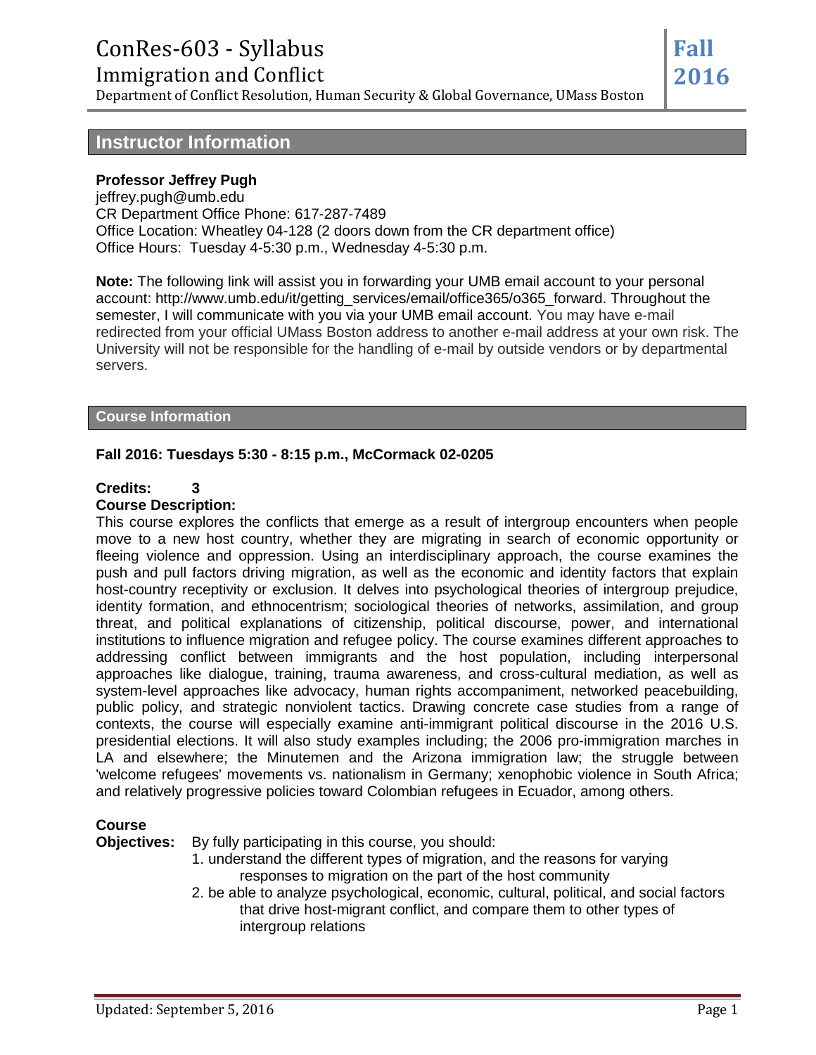# ConRes-603 - Syllabus

## Immigration and Conflict

Department of Conflict Resolution, Human Security & Global Governance, UMass Boston

**Fall 2016**

## Instructor Information

**Professor Jeffrey Pugh**
jeffrey.pugh@umb.edu
CR Department Office Phone: 617-287-7489
Office Location: Wheatley 04-128 (2 doors down from the CR department office)
Office Hours: Tuesday 4-5:30 p.m., Wednesday 4-5:30 p.m.

**Note:** The following link will assist you in forwarding your UMB email account to your personal account: http://www.umb.edu/it/getting_services/email/office365/o365_forward. Throughout the semester, I will communicate with you via your UMB email account. You may have e-mail redirected from your official UMass Boston address to another e-mail address at your own risk. The University will not be responsible for the handling of e-mail by outside vendors or by departmental servers.

## Course Information

**Fall 2016: Tuesdays 5:30 - 8:15 p.m., McCormack 02-0205**

**Credits:** 3

**Course Description:**
This course explores the conflicts that emerge as a result of intergroup encounters when people move to a new host country, whether they are migrating in search of economic opportunity or fleeing violence and oppression. Using an interdisciplinary approach, the course examines the push and pull factors driving migration, as well as the economic and identity factors that explain host-country receptivity or exclusion. It delves into psychological theories of intergroup prejudice, identity formation, and ethnocentrism; sociological theories of networks, assimilation, and group threat, and political explanations of citizenship, political discourse, power, and international institutions to influence migration and refugee policy. The course examines different approaches to addressing conflict between immigrants and the host population, including interpersonal approaches like dialogue, training, trauma awareness, and cross-cultural mediation, as well as system-level approaches like advocacy, human rights accompaniment, networked peacebuilding, public policy, and strategic nonviolent tactics. Drawing concrete case studies from a range of contexts, the course will especially examine anti-immigrant political discourse in the 2016 U.S. presidential elections. It will also study examples including; the 2006 pro-immigration marches in LA and elsewhere; the Minutemen and the Arizona immigration law; the struggle between 'welcome refugees' movements vs. nationalism in Germany; xenophobic violence in South Africa; and relatively progressive policies toward Colombian refugees in Ecuador, among others.

**Course Objectives:** By fully participating in this course, you should:

1. understand the different types of migration, and the reasons for varying responses to migration on the part of the host community
2. be able to analyze psychological, economic, cultural, political, and social factors that drive host-migrant conflict, and compare them to other types of intergroup relations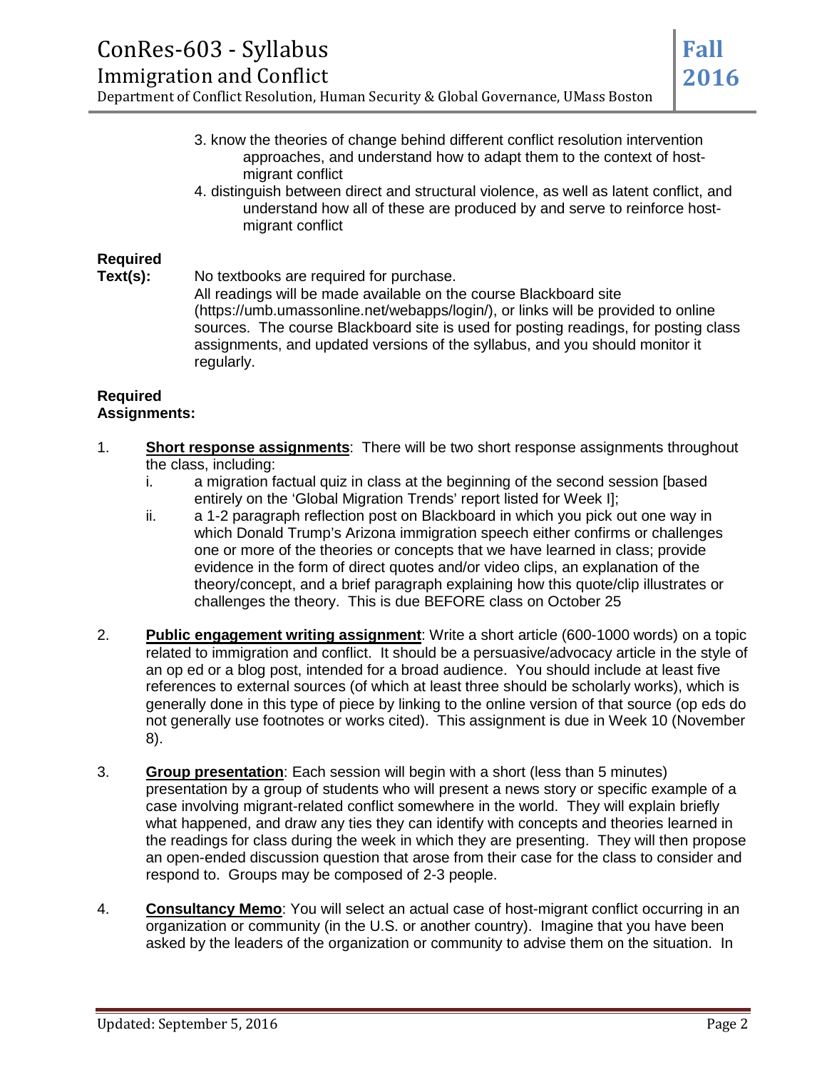3. know the theories of change behind different conflict resolution intervention approaches, and understand how to adapt them to the context of host-migrant conflict
4. distinguish between direct and structural violence, as well as latent conflict, and understand how all of these are produced by and serve to reinforce host-migrant conflict

**Required Text(s):** No textbooks are required for purchase.
All readings will be made available on the course Blackboard site (https://umb.umassonline.net/webapps/login/), or links will be provided to online sources. The course Blackboard site is used for posting readings, for posting class assignments, and updated versions of the syllabus, and you should monitor it regularly.

**Required Assignments:**

1. **<u>Short response assignments</u>**: There will be two short response assignments throughout the class, including:
   i. a migration factual quiz in class at the beginning of the second session [based entirely on the 'Global Migration Trends' report listed for Week I];
   ii. a 1-2 paragraph reflection post on Blackboard in which you pick out one way in which Donald Trump's Arizona immigration speech either confirms or challenges one or more of the theories or concepts that we have learned in class; provide evidence in the form of direct quotes and/or video clips, an explanation of the theory/concept, and a brief paragraph explaining how this quote/clip illustrates or challenges the theory. This is due BEFORE class on October 25

2. **<u>Public engagement writing assignment</u>**: Write a short article (600-1000 words) on a topic related to immigration and conflict. It should be a persuasive/advocacy article in the style of an op ed or a blog post, intended for a broad audience. You should include at least five references to external sources (of which at least three should be scholarly works), which is generally done in this type of piece by linking to the online version of that source (op eds do not generally use footnotes or works cited). This assignment is due in Week 10 (November 8).

3. **<u>Group presentation</u>**: Each session will begin with a short (less than 5 minutes) presentation by a group of students who will present a news story or specific example of a case involving migrant-related conflict somewhere in the world. They will explain briefly what happened, and draw any ties they can identify with concepts and theories learned in the readings for class during the week in which they are presenting. They will then propose an open-ended discussion question that arose from their case for the class to consider and respond to. Groups may be composed of 2-3 people.

4. **<u>Consultancy Memo</u>**: You will select an actual case of host-migrant conflict occurring in an organization or community (in the U.S. or another country). Imagine that you have been asked by the leaders of the organization or community to advise them on the situation. In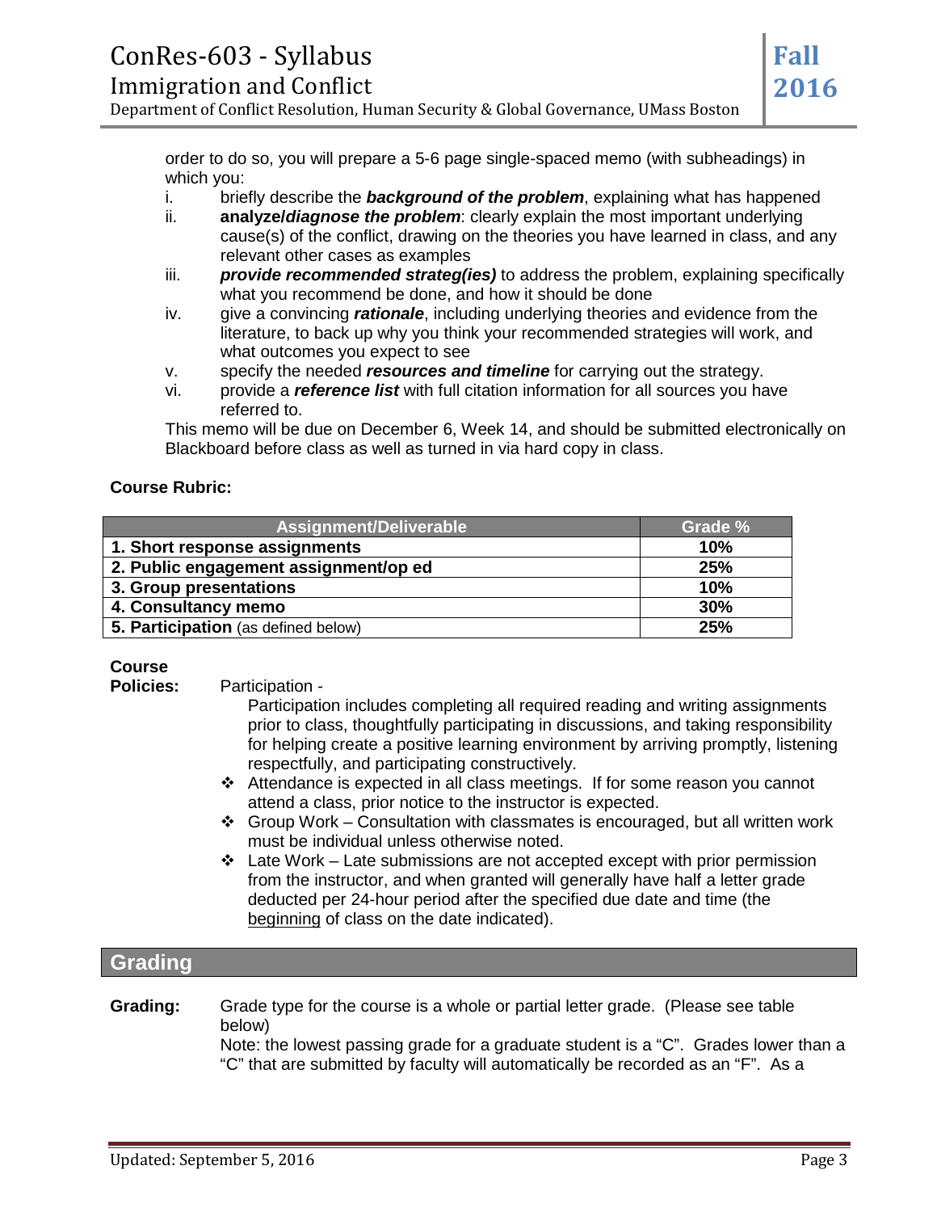order to do so, you will prepare a 5-6 page single-spaced memo (with subheadings) in which you:

i. briefly describe the ***background of the problem***, explaining what has happened
ii. **analyze/*diagnose the problem***: clearly explain the most important underlying cause(s) of the conflict, drawing on the theories you have learned in class, and any relevant other cases as examples
iii. ***provide recommended strateg(ies)*** to address the problem, explaining specifically what you recommend be done, and how it should be done
iv. give a convincing ***rationale***, including underlying theories and evidence from the literature, to back up why you think your recommended strategies will work, and what outcomes you expect to see
v. specify the needed ***resources and timeline*** for carrying out the strategy.
vi. provide a ***reference list*** with full citation information for all sources you have referred to.

This memo will be due on December 6, Week 14, and should be submitted electronically on Blackboard before class as well as turned in via hard copy in class.

**Course Rubric:**

| Assignment/Deliverable | Grade % |
|---|---|
| **1. Short response assignments** | **10%** |
| **2. Public engagement assignment/op ed** | **25%** |
| **3. Group presentations** | **10%** |
| **4. Consultancy memo** | **30%** |
| **5. Participation** (as defined below) | **25%** |

**Course Policies:**

Participation -

Participation includes completing all required reading and writing assignments prior to class, thoughtfully participating in discussions, and taking responsibility for helping create a positive learning environment by arriving promptly, listening respectfully, and participating constructively.

- ❖ Attendance is expected in all class meetings. If for some reason you cannot attend a class, prior notice to the instructor is expected.
- ❖ Group Work – Consultation with classmates is encouraged, but all written work must be individual unless otherwise noted.
- ❖ Late Work – Late submissions are not accepted except with prior permission from the instructor, and when granted will generally have half a letter grade deducted per 24-hour period after the specified due date and time (the beginning of class on the date indicated).

## Grading

**Grading:** Grade type for the course is a whole or partial letter grade. (Please see table below)

Note: the lowest passing grade for a graduate student is a "C". Grades lower than a "C" that are submitted by faculty will automatically be recorded as an "F". As a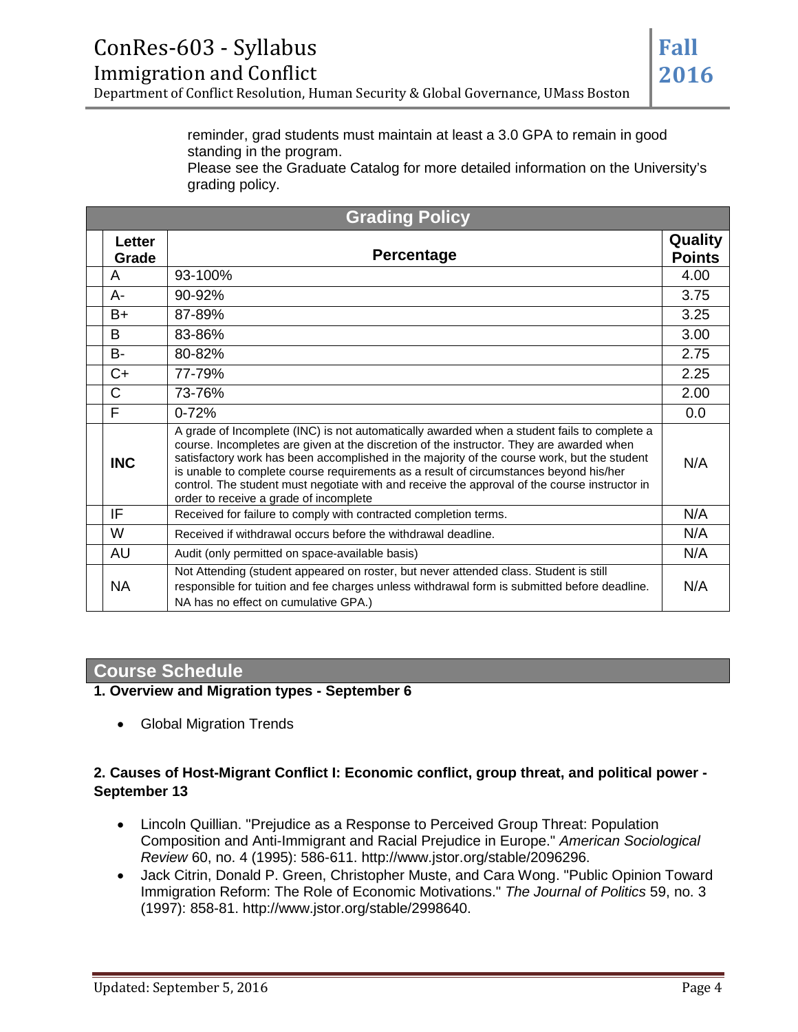reminder, grad students must maintain at least a 3.0 GPA to remain in good standing in the program.
Please see the Graduate Catalog for more detailed information on the University's grading policy.

| Grading Policy | | |
|---|---|---|
| **Letter Grade** | **Percentage** | **Quality Points** |
| A | 93-100% | 4.00 |
| A- | 90-92% | 3.75 |
| B+ | 87-89% | 3.25 |
| B | 83-86% | 3.00 |
| B- | 80-82% | 2.75 |
| C+ | 77-79% | 2.25 |
| C | 73-76% | 2.00 |
| F | 0-72% | 0.0 |
| **INC** | A grade of Incomplete (INC) is not automatically awarded when a student fails to complete a course. Incompletes are given at the discretion of the instructor. They are awarded when satisfactory work has been accomplished in the majority of the course work, but the student is unable to complete course requirements as a result of circumstances beyond his/her control. The student must negotiate with and receive the approval of the course instructor in order to receive a grade of incomplete | N/A |
| IF | Received for failure to comply with contracted completion terms. | N/A |
| W | Received if withdrawal occurs before the withdrawal deadline. | N/A |
| AU | Audit (only permitted on space-available basis) | N/A |
| NA | Not Attending (student appeared on roster, but never attended class. Student is still responsible for tuition and fee charges unless withdrawal form is submitted before deadline. NA has no effect on cumulative GPA.) | N/A |

## Course Schedule

**1. Overview and Migration types - September 6**

- Global Migration Trends

**2. Causes of Host-Migrant Conflict I: Economic conflict, group threat, and political power - September 13**

- Lincoln Quillian. "Prejudice as a Response to Perceived Group Threat: Population Composition and Anti-Immigrant and Racial Prejudice in Europe." *American Sociological Review* 60, no. 4 (1995): 586-611. http://www.jstor.org/stable/2096296.
- Jack Citrin, Donald P. Green, Christopher Muste, and Cara Wong. "Public Opinion Toward Immigration Reform: The Role of Economic Motivations." *The Journal of Politics* 59, no. 3 (1997): 858-81. http://www.jstor.org/stable/2998640.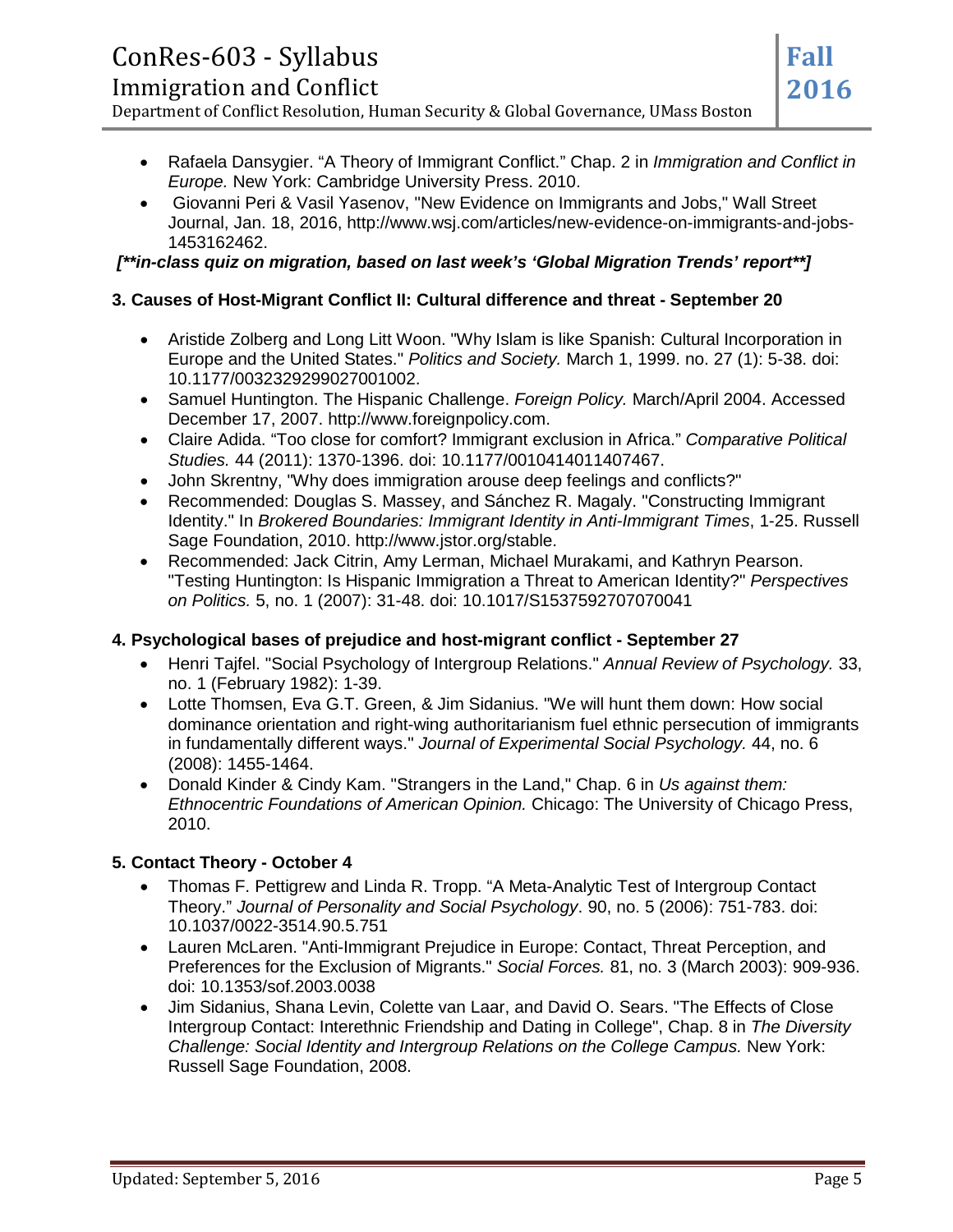- Rafaela Dansygier. “A Theory of Immigrant Conflict.” Chap. 2 in *Immigration and Conflict in Europe.* New York: Cambridge University Press. 2010.
- Giovanni Peri & Vasil Yasenov, "New Evidence on Immigrants and Jobs," Wall Street Journal, Jan. 18, 2016, http://www.wsj.com/articles/new-evidence-on-immigrants-and-jobs-1453162462.

***[**in-class quiz on migration, based on last week’s ‘Global Migration Trends’ report**]***

**3. Causes of Host-Migrant Conflict II: Cultural difference and threat - September 20**

- Aristide Zolberg and Long Litt Woon. "Why Islam is like Spanish: Cultural Incorporation in Europe and the United States." *Politics and Society.* March 1, 1999. no. 27 (1): 5-38. doi: 10.1177/0032329299027001002.
- Samuel Huntington. The Hispanic Challenge. *Foreign Policy.* March/April 2004. Accessed December 17, 2007. http://www.foreignpolicy.com.
- Claire Adida. “Too close for comfort? Immigrant exclusion in Africa.” *Comparative Political Studies.* 44 (2011): 1370-1396. doi: 10.1177/0010414011407467.
- John Skrentny, "Why does immigration arouse deep feelings and conflicts?"
- Recommended: Douglas S. Massey, and Sánchez R. Magaly. "Constructing Immigrant Identity." In *Brokered Boundaries: Immigrant Identity in Anti-Immigrant Times*, 1-25. Russell Sage Foundation, 2010. http://www.jstor.org/stable.
- Recommended: Jack Citrin, Amy Lerman, Michael Murakami, and Kathryn Pearson. "Testing Huntington: Is Hispanic Immigration a Threat to American Identity?" *Perspectives on Politics.* 5, no. 1 (2007): 31-48. doi: 10.1017/S1537592707070041

**4. Psychological bases of prejudice and host-migrant conflict - September 27**

- Henri Tajfel. "Social Psychology of Intergroup Relations." *Annual Review of Psychology.* 33, no. 1 (February 1982): 1-39.
- Lotte Thomsen, Eva G.T. Green, & Jim Sidanius. "We will hunt them down: How social dominance orientation and right-wing authoritarianism fuel ethnic persecution of immigrants in fundamentally different ways." *Journal of Experimental Social Psychology.* 44, no. 6 (2008): 1455-1464.
- Donald Kinder & Cindy Kam. "Strangers in the Land," Chap. 6 in *Us against them: Ethnocentric Foundations of American Opinion.* Chicago: The University of Chicago Press, 2010.

**5. Contact Theory - October 4**

- Thomas F. Pettigrew and Linda R. Tropp. “A Meta-Analytic Test of Intergroup Contact Theory.” *Journal of Personality and Social Psychology*. 90, no. 5 (2006): 751-783. doi: 10.1037/0022-3514.90.5.751
- Lauren McLaren. "Anti-Immigrant Prejudice in Europe: Contact, Threat Perception, and Preferences for the Exclusion of Migrants." *Social Forces.* 81, no. 3 (March 2003): 909-936. doi: 10.1353/sof.2003.0038
- Jim Sidanius, Shana Levin, Colette van Laar, and David O. Sears. "The Effects of Close Intergroup Contact: Interethnic Friendship and Dating in College", Chap. 8 in *The Diversity Challenge: Social Identity and Intergroup Relations on the College Campus.* New York: Russell Sage Foundation, 2008.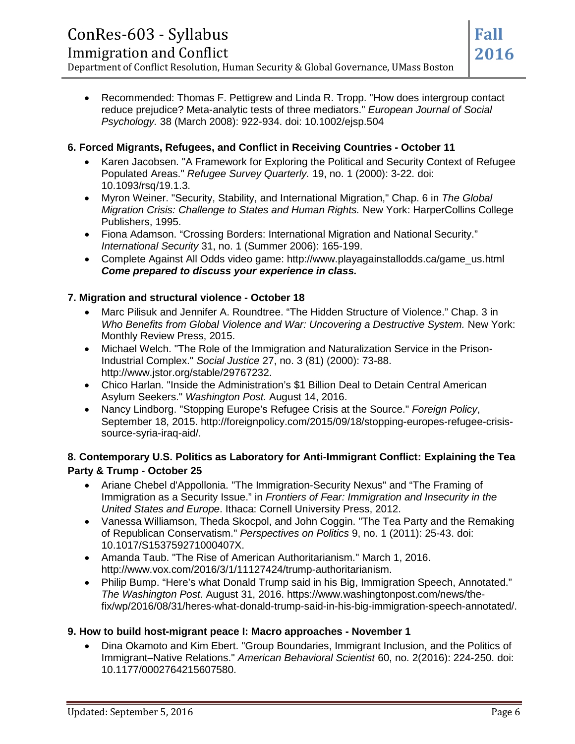- Recommended: Thomas F. Pettigrew and Linda R. Tropp. "How does intergroup contact reduce prejudice? Meta-analytic tests of three mediators." *European Journal of Social Psychology.* 38 (March 2008): 922-934. doi: 10.1002/ejsp.504

**6. Forced Migrants, Refugees, and Conflict in Receiving Countries - October 11**

- Karen Jacobsen. "A Framework for Exploring the Political and Security Context of Refugee Populated Areas." *Refugee Survey Quarterly.* 19, no. 1 (2000): 3-22. doi: 10.1093/rsq/19.1.3.
- Myron Weiner. "Security, Stability, and International Migration," Chap. 6 in *The Global Migration Crisis: Challenge to States and Human Rights.* New York: HarperCollins College Publishers, 1995.
- Fiona Adamson. "Crossing Borders: International Migration and National Security." *International Security* 31, no. 1 (Summer 2006): 165-199.
- Complete Against All Odds video game: http://www.playagainstallodds.ca/game_us.html ***Come prepared to discuss your experience in class.***

**7. Migration and structural violence - October 18**

- Marc Pilisuk and Jennifer A. Roundtree. "The Hidden Structure of Violence." Chap. 3 in *Who Benefits from Global Violence and War: Uncovering a Destructive System.* New York: Monthly Review Press, 2015.
- Michael Welch. "The Role of the Immigration and Naturalization Service in the Prison-Industrial Complex." *Social Justice* 27, no. 3 (81) (2000): 73-88. http://www.jstor.org/stable/29767232.
- Chico Harlan. "Inside the Administration's $1 Billion Deal to Detain Central American Asylum Seekers." *Washington Post.* August 14, 2016.
- Nancy Lindborg. "Stopping Europe's Refugee Crisis at the Source." *Foreign Policy*, September 18, 2015. http://foreignpolicy.com/2015/09/18/stopping-europes-refugee-crisis-source-syria-iraq-aid/.

**8. Contemporary U.S. Politics as Laboratory for Anti-Immigrant Conflict: Explaining the Tea Party & Trump - October 25**

- Ariane Chebel d'Appollonia. "The Immigration-Security Nexus" and "The Framing of Immigration as a Security Issue." in *Frontiers of Fear: Immigration and Insecurity in the United States and Europe*. Ithaca: Cornell University Press, 2012.
- Vanessa Williamson, Theda Skocpol, and John Coggin. "The Tea Party and the Remaking of Republican Conservatism." *Perspectives on Politics* 9, no. 1 (2011): 25-43. doi: 10.1017/S153759271000407X.
- Amanda Taub. "The Rise of American Authoritarianism." March 1, 2016. http://www.vox.com/2016/3/1/11127424/trump-authoritarianism.
- Philip Bump. "Here's what Donald Trump said in his Big, Immigration Speech, Annotated." *The Washington Post*. August 31, 2016. https://www.washingtonpost.com/news/the-fix/wp/2016/08/31/heres-what-donald-trump-said-in-his-big-immigration-speech-annotated/.

**9. How to build host-migrant peace I: Macro approaches - November 1**

- Dina Okamoto and Kim Ebert. "Group Boundaries, Immigrant Inclusion, and the Politics of Immigrant–Native Relations." *American Behavioral Scientist* 60, no. 2(2016): 224-250. doi: 10.1177/0002764215607580.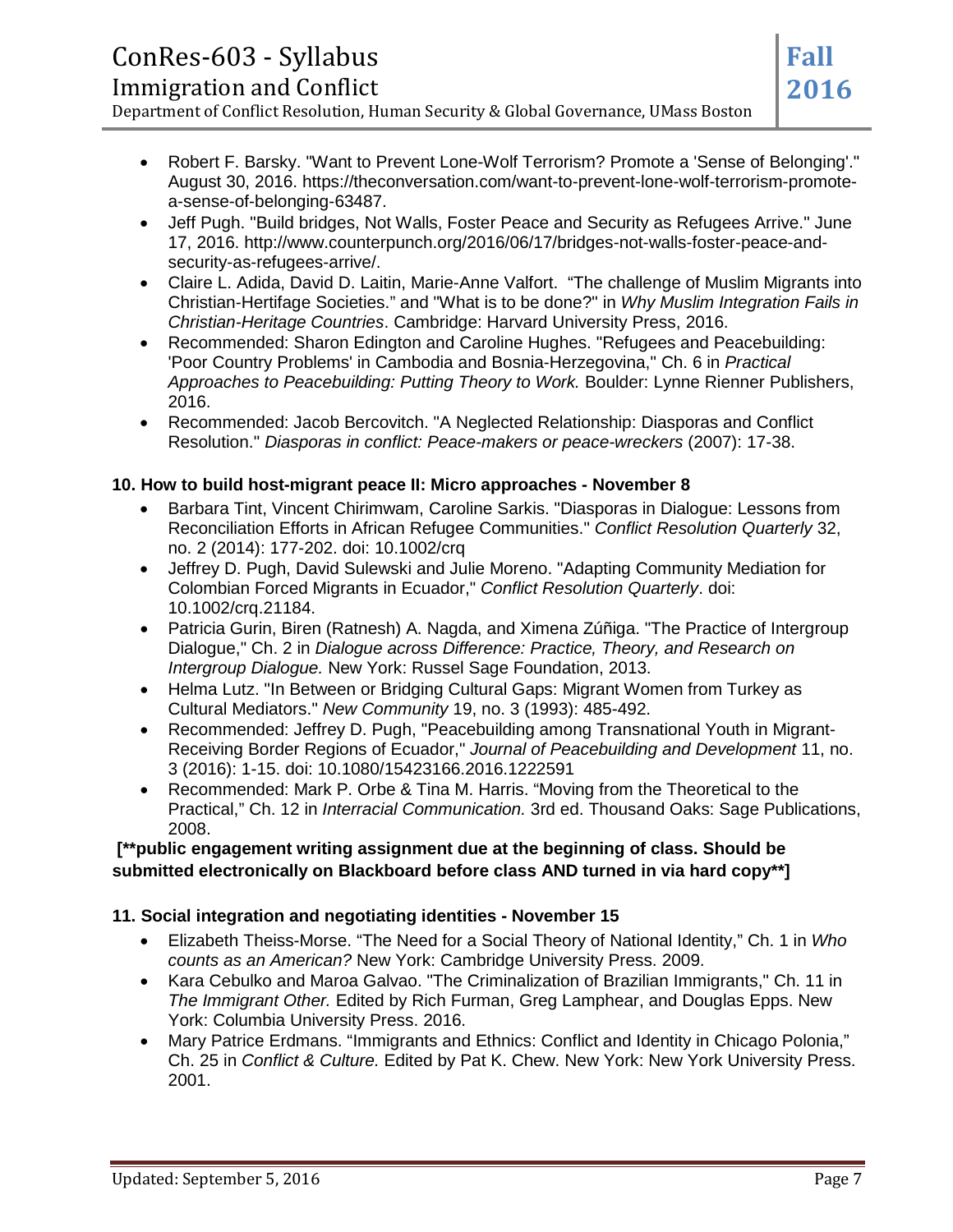- Robert F. Barsky. "Want to Prevent Lone-Wolf Terrorism? Promote a 'Sense of Belonging'." August 30, 2016. https://theconversation.com/want-to-prevent-lone-wolf-terrorism-promote-a-sense-of-belonging-63487.
- Jeff Pugh. "Build bridges, Not Walls, Foster Peace and Security as Refugees Arrive." June 17, 2016. http://www.counterpunch.org/2016/06/17/bridges-not-walls-foster-peace-and-security-as-refugees-arrive/.
- Claire L. Adida, David D. Laitin, Marie-Anne Valfort. "The challenge of Muslim Migrants into Christian-Hertifage Societies." and "What is to be done?" in *Why Muslim Integration Fails in Christian-Heritage Countries*. Cambridge: Harvard University Press, 2016.
- Recommended: Sharon Edington and Caroline Hughes. "Refugees and Peacebuilding: 'Poor Country Problems' in Cambodia and Bosnia-Herzegovina," Ch. 6 in *Practical Approaches to Peacebuilding: Putting Theory to Work.* Boulder: Lynne Rienner Publishers, 2016.
- Recommended: Jacob Bercovitch. "A Neglected Relationship: Diasporas and Conflict Resolution." *Diasporas in conflict: Peace-makers or peace-wreckers* (2007): 17-38.

**10. How to build host-migrant peace II: Micro approaches - November 8**

- Barbara Tint, Vincent Chirimwam, Caroline Sarkis. "Diasporas in Dialogue: Lessons from Reconciliation Efforts in African Refugee Communities." *Conflict Resolution Quarterly* 32, no. 2 (2014): 177-202. doi: 10.1002/crq
- Jeffrey D. Pugh, David Sulewski and Julie Moreno. "Adapting Community Mediation for Colombian Forced Migrants in Ecuador," *Conflict Resolution Quarterly*. doi: 10.1002/crq.21184.
- Patricia Gurin, Biren (Ratnesh) A. Nagda, and Ximena Zúñiga. "The Practice of Intergroup Dialogue," Ch. 2 in *Dialogue across Difference: Practice, Theory, and Research on Intergroup Dialogue.* New York: Russel Sage Foundation, 2013.
- Helma Lutz. "In Between or Bridging Cultural Gaps: Migrant Women from Turkey as Cultural Mediators." *New Community* 19, no. 3 (1993): 485-492.
- Recommended: Jeffrey D. Pugh, "Peacebuilding among Transnational Youth in Migrant-Receiving Border Regions of Ecuador," *Journal of Peacebuilding and Development* 11, no. 3 (2016): 1-15. doi: 10.1080/15423166.2016.1222591
- Recommended: Mark P. Orbe & Tina M. Harris. "Moving from the Theoretical to the Practical," Ch. 12 in *Interracial Communication.* 3rd ed. Thousand Oaks: Sage Publications, 2008.

**[**public engagement writing assignment due at the beginning of class. Should be submitted electronically on Blackboard before class AND turned in via hard copy**]**

**11. Social integration and negotiating identities - November 15**

- Elizabeth Theiss-Morse. "The Need for a Social Theory of National Identity," Ch. 1 in *Who counts as an American?* New York: Cambridge University Press. 2009.
- Kara Cebulko and Maroa Galvao. "The Criminalization of Brazilian Immigrants," Ch. 11 in *The Immigrant Other.* Edited by Rich Furman, Greg Lamphear, and Douglas Epps. New York: Columbia University Press. 2016.
- Mary Patrice Erdmans. "Immigrants and Ethnics: Conflict and Identity in Chicago Polonia," Ch. 25 in *Conflict & Culture.* Edited by Pat K. Chew. New York: New York University Press. 2001.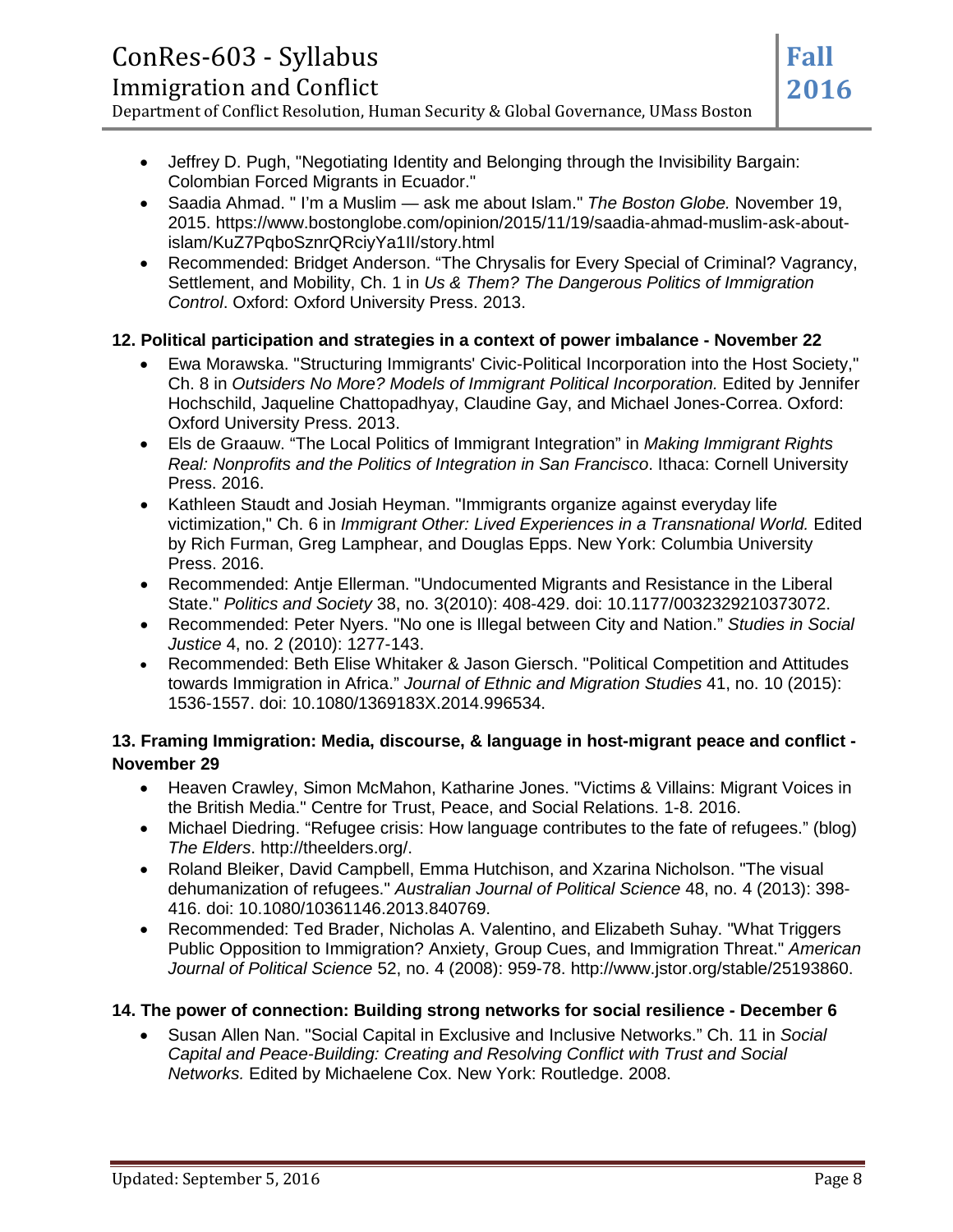- Jeffrey D. Pugh, "Negotiating Identity and Belonging through the Invisibility Bargain: Colombian Forced Migrants in Ecuador."
- Saadia Ahmad. " I'm a Muslim — ask me about Islam." *The Boston Globe.* November 19, 2015. https://www.bostonglobe.com/opinion/2015/11/19/saadia-ahmad-muslim-ask-about-islam/KuZ7PqboSznrQRciyYa1lI/story.html
- Recommended: Bridget Anderson. "The Chrysalis for Every Special of Criminal? Vagrancy, Settlement, and Mobility, Ch. 1 in *Us & Them? The Dangerous Politics of Immigration Control*. Oxford: Oxford University Press. 2013.

**12. Political participation and strategies in a context of power imbalance - November 22**

- Ewa Morawska. "Structuring Immigrants' Civic-Political Incorporation into the Host Society," Ch. 8 in *Outsiders No More? Models of Immigrant Political Incorporation.* Edited by Jennifer Hochschild, Jaqueline Chattopadhyay, Claudine Gay, and Michael Jones-Correa. Oxford: Oxford University Press. 2013.
- Els de Graauw. "The Local Politics of Immigrant Integration" in *Making Immigrant Rights Real: Nonprofits and the Politics of Integration in San Francisco*. Ithaca: Cornell University Press. 2016.
- Kathleen Staudt and Josiah Heyman. "Immigrants organize against everyday life victimization," Ch. 6 in *Immigrant Other: Lived Experiences in a Transnational World.* Edited by Rich Furman, Greg Lamphear, and Douglas Epps. New York: Columbia University Press. 2016.
- Recommended: Antje Ellerman. "Undocumented Migrants and Resistance in the Liberal State." *Politics and Society* 38, no. 3(2010): 408-429. doi: 10.1177/0032329210373072.
- Recommended: Peter Nyers. "No one is Illegal between City and Nation." *Studies in Social Justice* 4, no. 2 (2010): 1277-143.
- Recommended: Beth Elise Whitaker & Jason Giersch. "Political Competition and Attitudes towards Immigration in Africa." *Journal of Ethnic and Migration Studies* 41, no. 10 (2015): 1536-1557. doi: 10.1080/1369183X.2014.996534.

**13. Framing Immigration: Media, discourse, & language in host-migrant peace and conflict - November 29**

- Heaven Crawley, Simon McMahon, Katharine Jones. "Victims & Villains: Migrant Voices in the British Media." Centre for Trust, Peace, and Social Relations. 1-8. 2016.
- Michael Diedring. "Refugee crisis: How language contributes to the fate of refugees." (blog) *The Elders*. http://theelders.org/.
- Roland Bleiker, David Campbell, Emma Hutchison, and Xzarina Nicholson. "The visual dehumanization of refugees." *Australian Journal of Political Science* 48, no. 4 (2013): 398-416. doi: 10.1080/10361146.2013.840769.
- Recommended: Ted Brader, Nicholas A. Valentino, and Elizabeth Suhay. "What Triggers Public Opposition to Immigration? Anxiety, Group Cues, and Immigration Threat." *American Journal of Political Science* 52, no. 4 (2008): 959-78. http://www.jstor.org/stable/25193860.

**14. The power of connection: Building strong networks for social resilience - December 6**

- Susan Allen Nan. "Social Capital in Exclusive and Inclusive Networks." Ch. 11 in *Social Capital and Peace-Building: Creating and Resolving Conflict with Trust and Social Networks.* Edited by Michaelene Cox. New York: Routledge. 2008.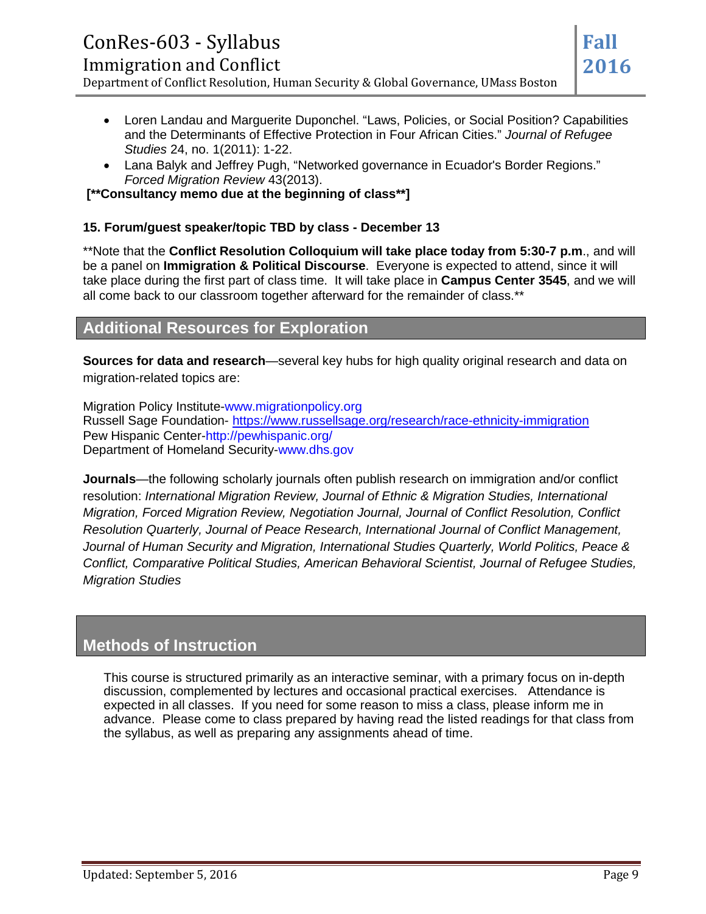- Loren Landau and Marguerite Duponchel. "Laws, Policies, or Social Position? Capabilities and the Determinants of Effective Protection in Four African Cities." *Journal of Refugee Studies* 24, no. 1(2011): 1-22.
- Lana Balyk and Jeffrey Pugh, "Networked governance in Ecuador's Border Regions." *Forced Migration Review* 43(2013).

**[**Consultancy memo due at the beginning of class**]**

**15. Forum/guest speaker/topic TBD by class - December 13**

**Note that the **Conflict Resolution Colloquium will take place today from 5:30-7 p.m**., and will be a panel on **Immigration & Political Discourse**. Everyone is expected to attend, since it will take place during the first part of class time. It will take place in **Campus Center 3545**, and we will all come back to our classroom together afterward for the remainder of class.**

## Additional Resources for Exploration

**Sources for data and research**—several key hubs for high quality original research and data on migration-related topics are:

Migration Policy Institute-www.migrationpolicy.org
Russell Sage Foundation- https://www.russellsage.org/research/race-ethnicity-immigration
Pew Hispanic Center-http://pewhispanic.org/
Department of Homeland Security-www.dhs.gov

**Journals**—the following scholarly journals often publish research on immigration and/or conflict resolution: *International Migration Review, Journal of Ethnic & Migration Studies, International Migration, Forced Migration Review, Negotiation Journal, Journal of Conflict Resolution, Conflict Resolution Quarterly, Journal of Peace Research, International Journal of Conflict Management, Journal of Human Security and Migration, International Studies Quarterly, World Politics, Peace & Conflict, Comparative Political Studies, American Behavioral Scientist, Journal of Refugee Studies, Migration Studies*

## Methods of Instruction

This course is structured primarily as an interactive seminar, with a primary focus on in-depth discussion, complemented by lectures and occasional practical exercises. Attendance is expected in all classes. If you need for some reason to miss a class, please inform me in advance. Please come to class prepared by having read the listed readings for that class from the syllabus, as well as preparing any assignments ahead of time.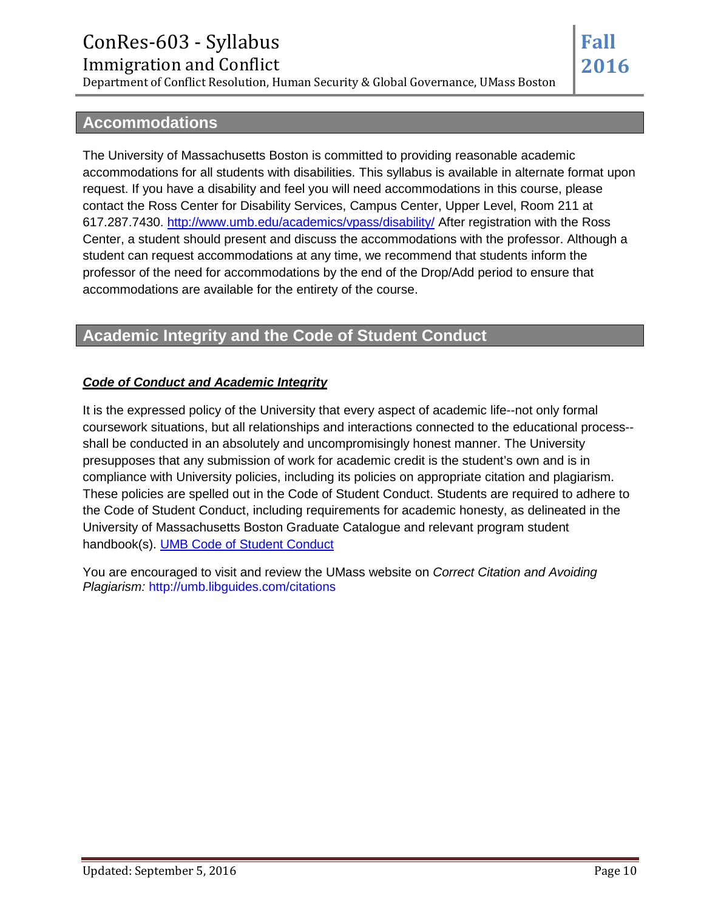## Accommodations

The University of Massachusetts Boston is committed to providing reasonable academic accommodations for all students with disabilities. This syllabus is available in alternate format upon request. If you have a disability and feel you will need accommodations in this course, please contact the Ross Center for Disability Services, Campus Center, Upper Level, Room 211 at 617.287.7430. http://www.umb.edu/academics/vpass/disability/ After registration with the Ross Center, a student should present and discuss the accommodations with the professor. Although a student can request accommodations at any time, we recommend that students inform the professor of the need for accommodations by the end of the Drop/Add period to ensure that accommodations are available for the entirety of the course.

## Academic Integrity and the Code of Student Conduct

***Code of Conduct and Academic Integrity***

It is the expressed policy of the University that every aspect of academic life--not only formal coursework situations, but all relationships and interactions connected to the educational process--shall be conducted in an absolutely and uncompromisingly honest manner. The University presupposes that any submission of work for academic credit is the student's own and is in compliance with University policies, including its policies on appropriate citation and plagiarism. These policies are spelled out in the Code of Student Conduct. Students are required to adhere to the Code of Student Conduct, including requirements for academic honesty, as delineated in the University of Massachusetts Boston Graduate Catalogue and relevant program student handbook(s). UMB Code of Student Conduct

You are encouraged to visit and review the UMass website on *Correct Citation and Avoiding Plagiarism:* http://umb.libguides.com/citations